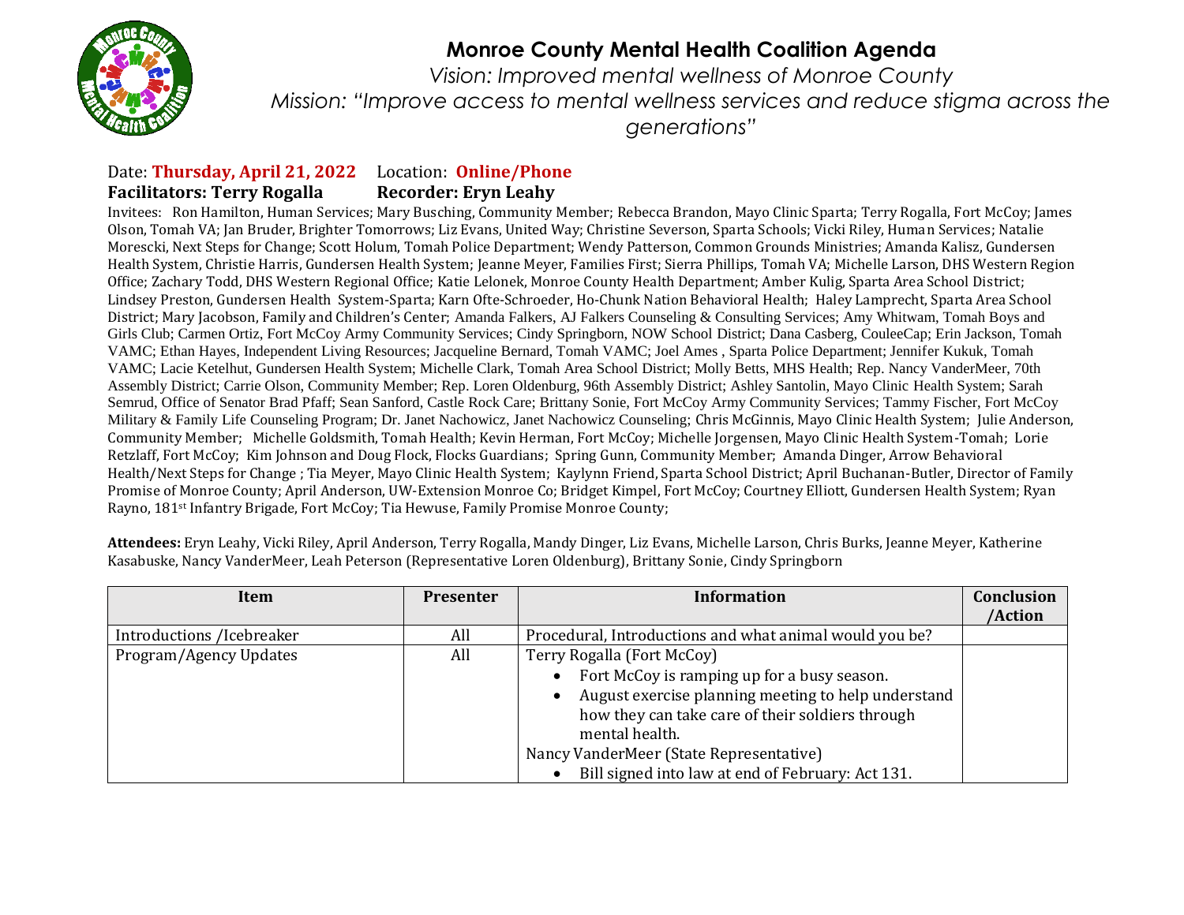# Monroe County Mental Health Coalition Agenda

*Vision: Improved mental wellness of Monroe County*

*Mission: "Improve access to mental wellness services and reduce stigma across the generations"*

Date: **Thursday, April 21, 2022** Location: **Online/Phone**

**Facilitators: Terry Rogalla** **Recorder: Eryn Leahy**

Invitees: Ron Hamilton, Human Services; Mary Busching, Community Member; Rebecca Brandon, Mayo Clinic Sparta; Terry Rogalla, Fort McCoy; James Olson, Tomah VA; Jan Bruder, Brighter Tomorrows; Liz Evans, United Way; Christine Severson, Sparta Schools; Vicki Riley, Human Services; Natalie Morescki, Next Steps for Change; Scott Holum, Tomah Police Department; Wendy Patterson, Common Grounds Ministries; Amanda Kalisz, Gundersen Health System, Christie Harris, Gundersen Health System; Jeanne Meyer, Families First; Sierra Phillips, Tomah VA; Michelle Larson, DHS Western Region Office; Zachary Todd, DHS Western Regional Office; Katie Lelonek, Monroe County Health Department; Amber Kulig, Sparta Area School District; Lindsey Preston, Gundersen Health System-Sparta; Karn Ofte-Schroeder, Ho-Chunk Nation Behavioral Health; Haley Lamprecht, Sparta Area School District; Mary Jacobson, Family and Children's Center; Amanda Falkers, AJ Falkers Counseling & Consulting Services; Amy Whitwam, Tomah Boys and Girls Club; Carmen Ortiz, Fort McCoy Army Community Services; Cindy Springborn, NOW School District; Dana Casberg, CouleeCap; Erin Jackson, Tomah VAMC; Ethan Hayes, Independent Living Resources; Jacqueline Bernard, Tomah VAMC; Joel Ames , Sparta Police Department; Jennifer Kukuk, Tomah VAMC; Lacie Ketelhut, Gundersen Health System; Michelle Clark, Tomah Area School District; Molly Betts, MHS Health; Rep. Nancy VanderMeer, 70th Assembly District; Carrie Olson, Community Member; Rep. Loren Oldenburg, 96th Assembly District; Ashley Santolin, Mayo Clinic Health System; Sarah Semrud, Office of Senator Brad Pfaff; Sean Sanford, Castle Rock Care; Brittany Sonie, Fort McCoy Army Community Services; Tammy Fischer, Fort McCoy Military & Family Life Counseling Program; Dr. Janet Nachowicz, Janet Nachowicz Counseling; Chris McGinnis, Mayo Clinic Health System; Julie Anderson, Community Member; Michelle Goldsmith, Tomah Health; Kevin Herman, Fort McCoy; Michelle Jorgensen, Mayo Clinic Health System-Tomah; Lorie Retzlaff, Fort McCoy; Kim Johnson and Doug Flock, Flocks Guardians; Spring Gunn, Community Member; Amanda Dinger, Arrow Behavioral Health/Next Steps for Change ; Tia Meyer, Mayo Clinic Health System; Kaylynn Friend, Sparta School District; April Buchanan-Butler, Director of Family Promise of Monroe County; April Anderson, UW-Extension Monroe Co; Bridget Kimpel, Fort McCoy; Courtney Elliott, Gundersen Health System; Ryan Rayno, 181st Infantry Brigade, Fort McCoy; Tia Hewuse, Family Promise Monroe County;

**Attendees:** Eryn Leahy, Vicki Riley, April Anderson, Terry Rogalla, Mandy Dinger, Liz Evans, Michelle Larson, Chris Burks, Jeanne Meyer, Katherine Kasabuske, Nancy VanderMeer, Leah Peterson (Representative Loren Oldenburg), Brittany Sonie, Cindy Springborn

| Item | Presenter | Information | Conclusion /Action |
|---|---|---|---|
| Introductions /Icebreaker | All | Procedural, Introductions and what animal would you be? | |
| Program/Agency Updates | All | Terry Rogalla (Fort McCoy)<br>• Fort McCoy is ramping up for a busy season.<br>• August exercise planning meeting to help understand how they can take care of their soldiers through mental health.<br>Nancy VanderMeer (State Representative)<br>• Bill signed into law at end of February: Act 131. | |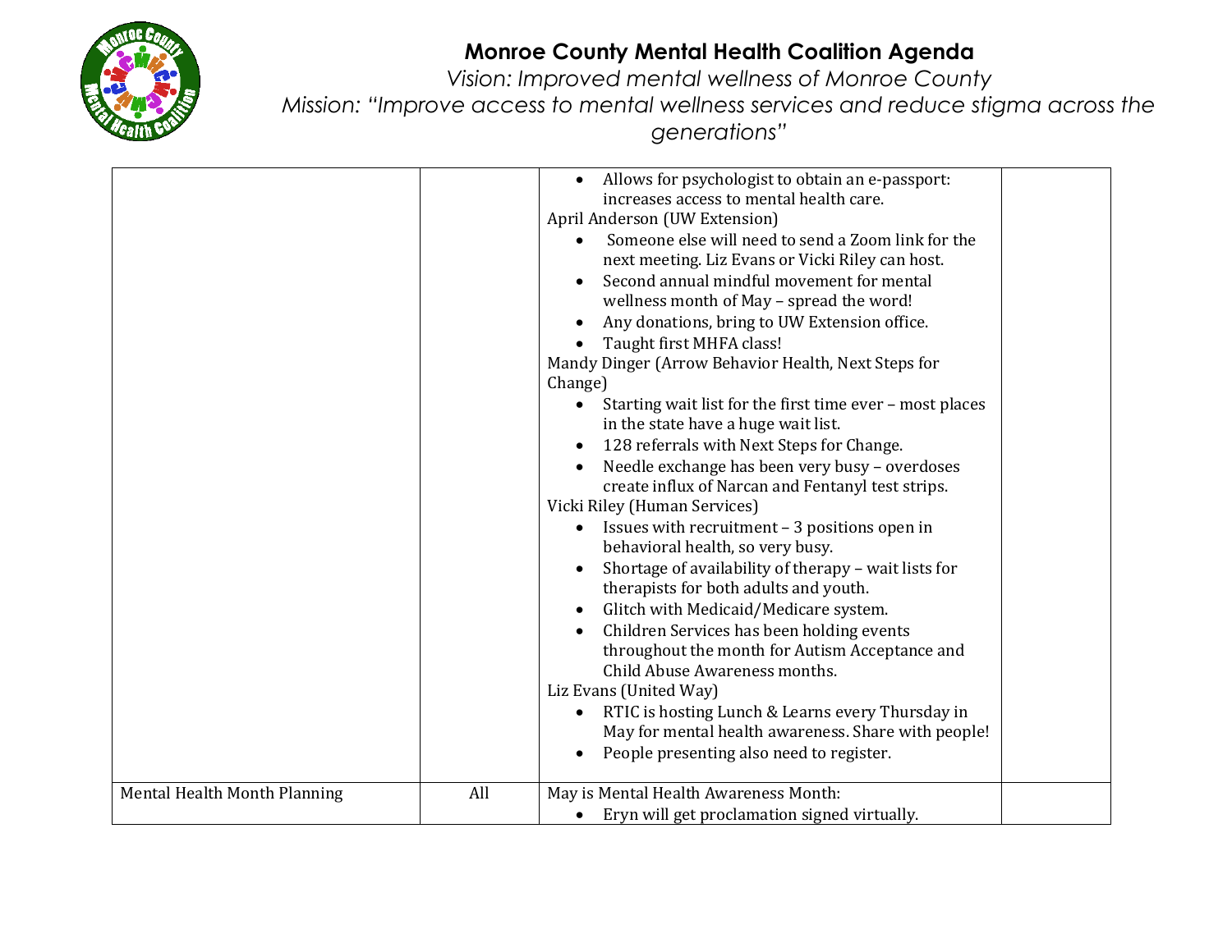# Monroe County Mental Health Coalition Agenda

*Vision: Improved mental wellness of Monroe County*

*Mission: "Improve access to mental wellness services and reduce stigma across the generations"*

| | | | |
|---|---|---|---|
| | | • Allows for psychologist to obtain an e-passport: increases access to mental health care.<br>April Anderson (UW Extension)<br>• Someone else will need to send a Zoom link for the next meeting. Liz Evans or Vicki Riley can host.<br>• Second annual mindful movement for mental wellness month of May – spread the word!<br>• Any donations, bring to UW Extension office.<br>• Taught first MHFA class!<br>Mandy Dinger (Arrow Behavior Health, Next Steps for Change)<br>• Starting wait list for the first time ever – most places in the state have a huge wait list.<br>• 128 referrals with Next Steps for Change.<br>• Needle exchange has been very busy – overdoses create influx of Narcan and Fentanyl test strips.<br>Vicki Riley (Human Services)<br>• Issues with recruitment – 3 positions open in behavioral health, so very busy.<br>• Shortage of availability of therapy – wait lists for therapists for both adults and youth.<br>• Glitch with Medicaid/Medicare system.<br>• Children Services has been holding events throughout the month for Autism Acceptance and Child Abuse Awareness months.<br>Liz Evans (United Way)<br>• RTIC is hosting Lunch & Learns every Thursday in May for mental health awareness. Share with people!<br>• People presenting also need to register. | |
| Mental Health Month Planning | All | May is Mental Health Awareness Month:<br>• Eryn will get proclamation signed virtually. | |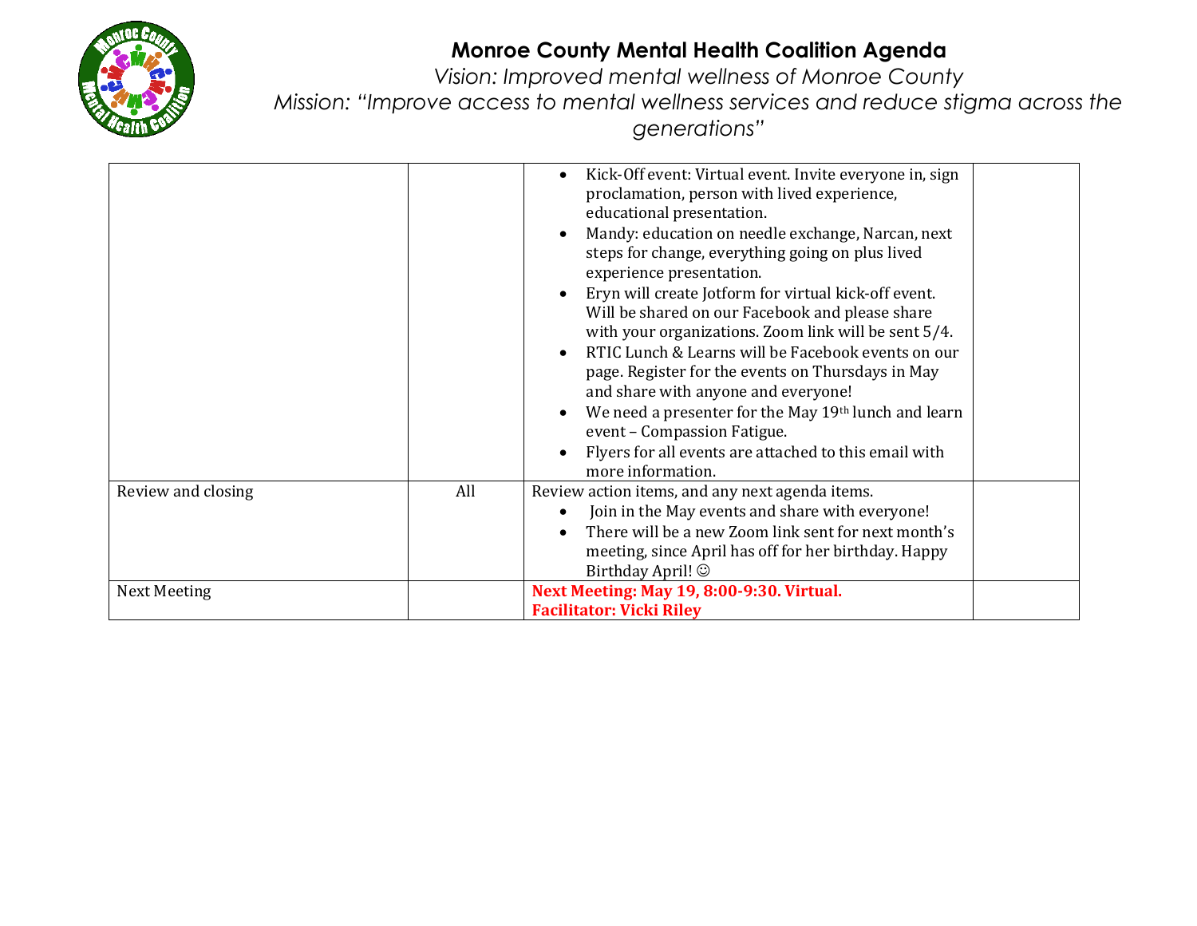# Monroe County Mental Health Coalition Agenda

*Vision: Improved mental wellness of Monroe County*

*Mission: "Improve access to mental wellness services and reduce stigma across the generations"*

| | | | |
|---|---|---|---|
| | | • Kick-Off event: Virtual event. Invite everyone in, sign proclamation, person with lived experience, educational presentation.<br>• Mandy: education on needle exchange, Narcan, next steps for change, everything going on plus lived experience presentation.<br>• Eryn will create Jotform for virtual kick-off event. Will be shared on our Facebook and please share with your organizations. Zoom link will be sent 5/4.<br>• RTIC Lunch & Learns will be Facebook events on our page. Register for the events on Thursdays in May and share with anyone and everyone!<br>• We need a presenter for the May 19th lunch and learn event – Compassion Fatigue.<br>• Flyers for all events are attached to this email with more information. | |
| Review and closing | All | Review action items, and any next agenda items.<br>• Join in the May events and share with everyone!<br>• There will be a new Zoom link sent for next month's meeting, since April has off for her birthday. Happy Birthday April! ☺ | |
| Next Meeting | | **Next Meeting: May 19, 8:00-9:30. Virtual.**<br>**Facilitator: Vicki Riley** | |